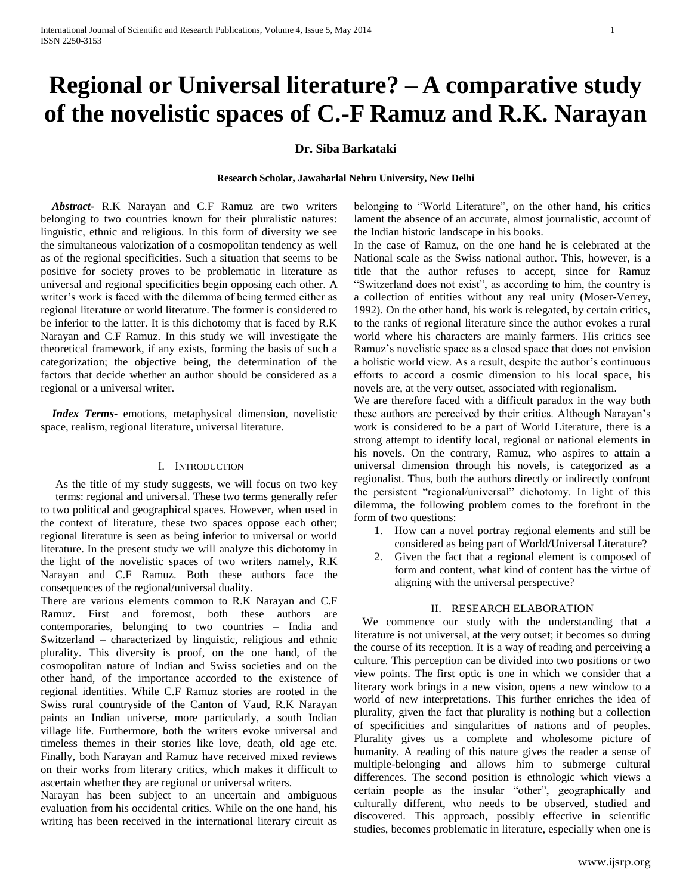# Regional or Universal literature? – A comparative study of the novelistic spaces of C.-F Ramuz and R.K. Narayan

**Dr. Siba Barkataki**

**Research Scholar, Jawaharlal Nehru University, New Delhi**

***Abstract*-** R.K Narayan and C.F Ramuz are two writers belonging to two countries known for their pluralistic natures: linguistic, ethnic and religious. In this form of diversity we see the simultaneous valorization of a cosmopolitan tendency as well as of the regional specificities. Such a situation that seems to be positive for society proves to be problematic in literature as universal and regional specificities begin opposing each other. A writer's work is faced with the dilemma of being termed either as regional literature or world literature. The former is considered to be inferior to the latter. It is this dichotomy that is faced by R.K Narayan and C.F Ramuz. In this study we will investigate the theoretical framework, if any exists, forming the basis of such a categorization; the objective being, the determination of the factors that decide whether an author should be considered as a regional or a universal writer.

***Index Terms*-** emotions, metaphysical dimension, novelistic space, realism, regional literature, universal literature.

## I. Introduction

As the title of my study suggests, we will focus on two key terms: regional and universal. These two terms generally refer to two political and geographical spaces. However, when used in the context of literature, these two spaces oppose each other; regional literature is seen as being inferior to universal or world literature. In the present study we will analyze this dichotomy in the light of the novelistic spaces of two writers namely, R.K Narayan and C.F Ramuz. Both these authors face the consequences of the regional/universal duality.

There are various elements common to R.K Narayan and C.F Ramuz. First and foremost, both these authors are contemporaries, belonging to two countries – India and Switzerland – characterized by linguistic, religious and ethnic plurality. This diversity is proof, on the one hand, of the cosmopolitan nature of Indian and Swiss societies and on the other hand, of the importance accorded to the existence of regional identities. While C.F Ramuz stories are rooted in the Swiss rural countryside of the Canton of Vaud, R.K Narayan paints an Indian universe, more particularly, a south Indian village life. Furthermore, both the writers evoke universal and timeless themes in their stories like love, death, old age etc. Finally, both Narayan and Ramuz have received mixed reviews on their works from literary critics, which makes it difficult to ascertain whether they are regional or universal writers.

Narayan has been subject to an uncertain and ambiguous evaluation from his occidental critics. While on the one hand, his writing has been received in the international literary circuit as belonging to "World Literature", on the other hand, his critics lament the absence of an accurate, almost journalistic, account of the Indian historic landscape in his books.

In the case of Ramuz, on the one hand he is celebrated at the National scale as the Swiss national author. This, however, is a title that the author refuses to accept, since for Ramuz "Switzerland does not exist", as according to him, the country is a collection of entities without any real unity (Moser-Verrey, 1992). On the other hand, his work is relegated, by certain critics, to the ranks of regional literature since the author evokes a rural world where his characters are mainly farmers. His critics see Ramuz's novelistic space as a closed space that does not envision a holistic world view. As a result, despite the author's continuous efforts to accord a cosmic dimension to his local space, his novels are, at the very outset, associated with regionalism.

We are therefore faced with a difficult paradox in the way both these authors are perceived by their critics. Although Narayan's work is considered to be a part of World Literature, there is a strong attempt to identify local, regional or national elements in his novels. On the contrary, Ramuz, who aspires to attain a universal dimension through his novels, is categorized as a regionalist. Thus, both the authors directly or indirectly confront the persistent "regional/universal" dichotomy. In light of this dilemma, the following problem comes to the forefront in the form of two questions:

1. How can a novel portray regional elements and still be considered as being part of World/Universal Literature?
2. Given the fact that a regional element is composed of form and content, what kind of content has the virtue of aligning with the universal perspective?

## II. Research Elaboration

We commence our study with the understanding that a literature is not universal, at the very outset; it becomes so during the course of its reception. It is a way of reading and perceiving a culture. This perception can be divided into two positions or two view points. The first optic is one in which we consider that a literary work brings in a new vision, opens a new window to a world of new interpretations. This further enriches the idea of plurality, given the fact that plurality is nothing but a collection of specificities and singularities of nations and of peoples. Plurality gives us a complete and wholesome picture of humanity. A reading of this nature gives the reader a sense of multiple-belonging and allows him to submerge cultural differences. The second position is ethnologic which views a certain people as the insular "other", geographically and culturally different, who needs to be observed, studied and discovered. This approach, possibly effective in scientific studies, becomes problematic in literature, especially when one is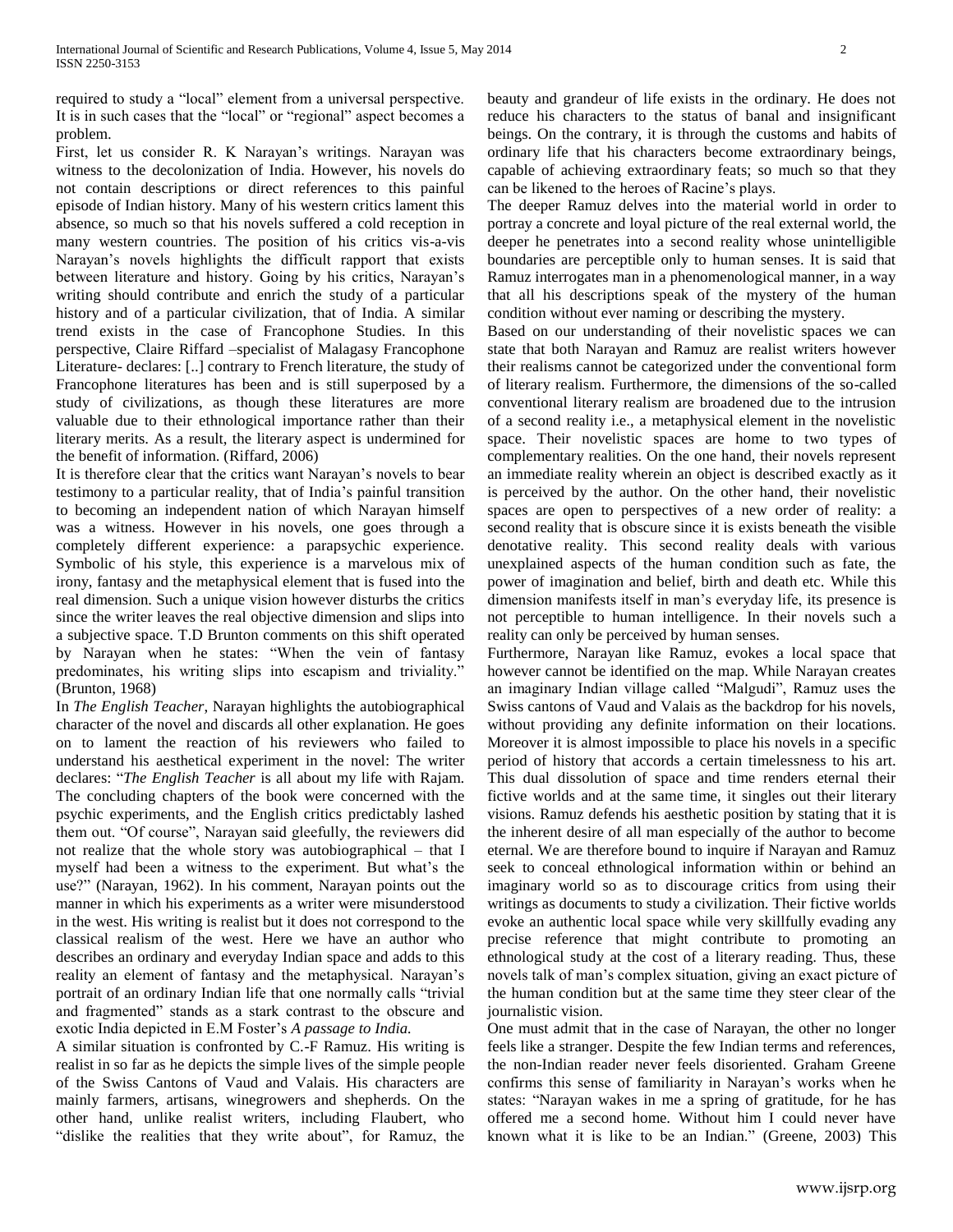required to study a "local" element from a universal perspective. It is in such cases that the "local" or "regional" aspect becomes a problem.

First, let us consider R. K Narayan's writings. Narayan was witness to the decolonization of India. However, his novels do not contain descriptions or direct references to this painful episode of Indian history. Many of his western critics lament this absence, so much so that his novels suffered a cold reception in many western countries. The position of his critics vis-a-vis Narayan's novels highlights the difficult rapport that exists between literature and history. Going by his critics, Narayan's writing should contribute and enrich the study of a particular history and of a particular civilization, that of India. A similar trend exists in the case of Francophone Studies. In this perspective, Claire Riffard –specialist of Malagasy Francophone Literature- declares: [..] contrary to French literature, the study of Francophone literatures has been and is still superposed by a study of civilizations, as though these literatures are more valuable due to their ethnological importance rather than their literary merits. As a result, the literary aspect is undermined for the benefit of information. (Riffard, 2006)

It is therefore clear that the critics want Narayan's novels to bear testimony to a particular reality, that of India's painful transition to becoming an independent nation of which Narayan himself was a witness. However in his novels, one goes through a completely different experience: a parapsychic experience. Symbolic of his style, this experience is a marvelous mix of irony, fantasy and the metaphysical element that is fused into the real dimension. Such a unique vision however disturbs the critics since the writer leaves the real objective dimension and slips into a subjective space. T.D Brunton comments on this shift operated by Narayan when he states: "When the vein of fantasy predominates, his writing slips into escapism and triviality." (Brunton, 1968)

In *The English Teacher*, Narayan highlights the autobiographical character of the novel and discards all other explanation. He goes on to lament the reaction of his reviewers who failed to understand his aesthetical experiment in the novel: The writer declares: "*The English Teacher* is all about my life with Rajam. The concluding chapters of the book were concerned with the psychic experiments, and the English critics predictably lashed them out. "Of course", Narayan said gleefully, the reviewers did not realize that the whole story was autobiographical – that I myself had been a witness to the experiment. But what's the use?" (Narayan, 1962). In his comment, Narayan points out the manner in which his experiments as a writer were misunderstood in the west. His writing is realist but it does not correspond to the classical realism of the west. Here we have an author who describes an ordinary and everyday Indian space and adds to this reality an element of fantasy and the metaphysical. Narayan's portrait of an ordinary Indian life that one normally calls "trivial and fragmented" stands as a stark contrast to the obscure and exotic India depicted in E.M Foster's *A passage to India.*

A similar situation is confronted by C.-F Ramuz. His writing is realist in so far as he depicts the simple lives of the simple people of the Swiss Cantons of Vaud and Valais. His characters are mainly farmers, artisans, winegrowers and shepherds. On the other hand, unlike realist writers, including Flaubert, who "dislike the realities that they write about", for Ramuz, the beauty and grandeur of life exists in the ordinary. He does not reduce his characters to the status of banal and insignificant beings. On the contrary, it is through the customs and habits of ordinary life that his characters become extraordinary beings, capable of achieving extraordinary feats; so much so that they can be likened to the heroes of Racine's plays.

The deeper Ramuz delves into the material world in order to portray a concrete and loyal picture of the real external world, the deeper he penetrates into a second reality whose unintelligible boundaries are perceptible only to human senses. It is said that Ramuz interrogates man in a phenomenological manner, in a way that all his descriptions speak of the mystery of the human condition without ever naming or describing the mystery.

Based on our understanding of their novelistic spaces we can state that both Narayan and Ramuz are realist writers however their realisms cannot be categorized under the conventional form of literary realism. Furthermore, the dimensions of the so-called conventional literary realism are broadened due to the intrusion of a second reality i.e., a metaphysical element in the novelistic space. Their novelistic spaces are home to two types of complementary realities. On the one hand, their novels represent an immediate reality wherein an object is described exactly as it is perceived by the author. On the other hand, their novelistic spaces are open to perspectives of a new order of reality: a second reality that is obscure since it is exists beneath the visible denotative reality. This second reality deals with various unexplained aspects of the human condition such as fate, the power of imagination and belief, birth and death etc. While this dimension manifests itself in man's everyday life, its presence is not perceptible to human intelligence. In their novels such a reality can only be perceived by human senses.

Furthermore, Narayan like Ramuz, evokes a local space that however cannot be identified on the map. While Narayan creates an imaginary Indian village called "Malgudi", Ramuz uses the Swiss cantons of Vaud and Valais as the backdrop for his novels, without providing any definite information on their locations. Moreover it is almost impossible to place his novels in a specific period of history that accords a certain timelessness to his art. This dual dissolution of space and time renders eternal their fictive worlds and at the same time, it singles out their literary visions. Ramuz defends his aesthetic position by stating that it is the inherent desire of all man especially of the author to become eternal. We are therefore bound to inquire if Narayan and Ramuz seek to conceal ethnological information within or behind an imaginary world so as to discourage critics from using their writings as documents to study a civilization. Their fictive worlds evoke an authentic local space while very skillfully evading any precise reference that might contribute to promoting an ethnological study at the cost of a literary reading. Thus, these novels talk of man's complex situation, giving an exact picture of the human condition but at the same time they steer clear of the journalistic vision.

One must admit that in the case of Narayan, the other no longer feels like a stranger. Despite the few Indian terms and references, the non-Indian reader never feels disoriented. Graham Greene confirms this sense of familiarity in Narayan's works when he states: "Narayan wakes in me a spring of gratitude, for he has offered me a second home. Without him I could never have known what it is like to be an Indian." (Greene, 2003) This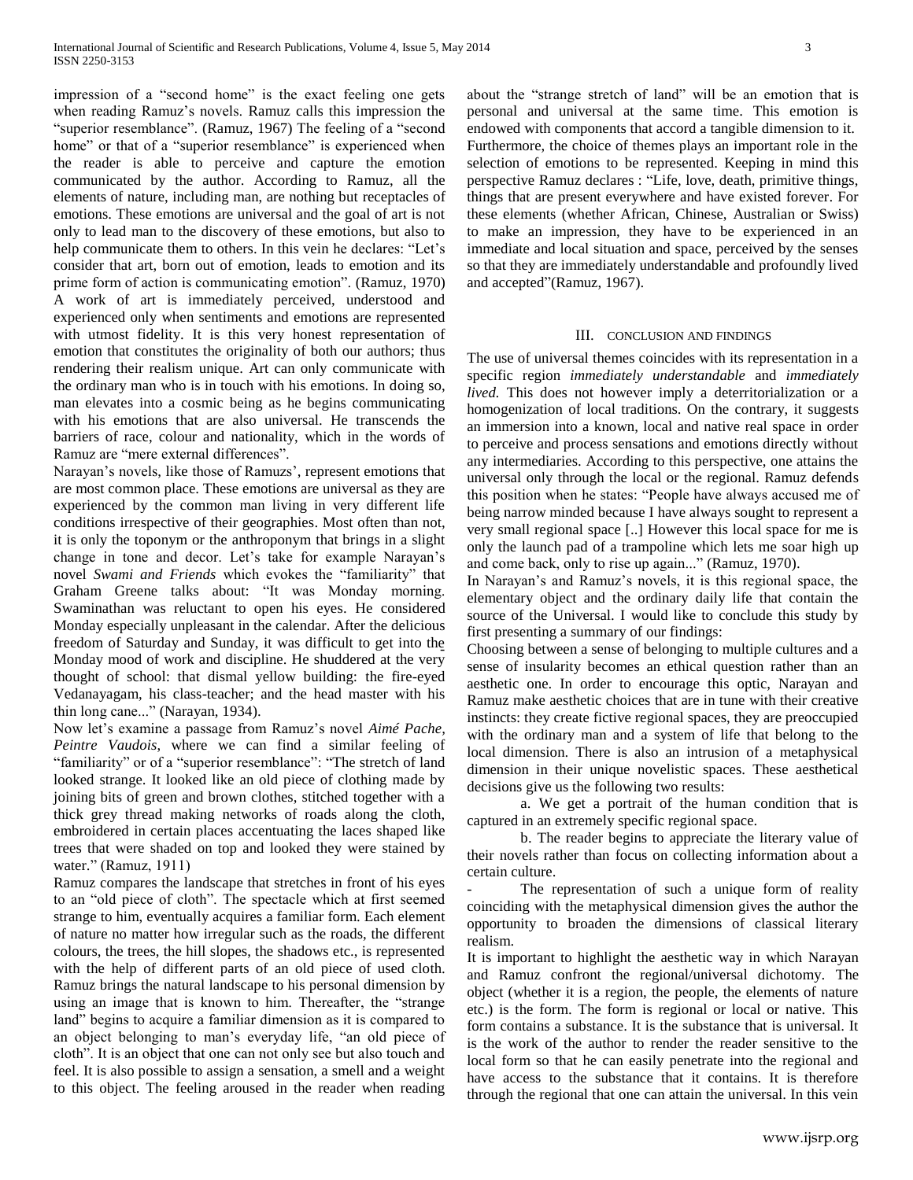impression of a "second home" is the exact feeling one gets when reading Ramuz's novels. Ramuz calls this impression the "superior resemblance". (Ramuz, 1967) The feeling of a "second home" or that of a "superior resemblance" is experienced when the reader is able to perceive and capture the emotion communicated by the author. According to Ramuz, all the elements of nature, including man, are nothing but receptacles of emotions. These emotions are universal and the goal of art is not only to lead man to the discovery of these emotions, but also to help communicate them to others. In this vein he declares: "Let's consider that art, born out of emotion, leads to emotion and its prime form of action is communicating emotion". (Ramuz, 1970) A work of art is immediately perceived, understood and experienced only when sentiments and emotions are represented with utmost fidelity. It is this very honest representation of emotion that constitutes the originality of both our authors; thus rendering their realism unique. Art can only communicate with the ordinary man who is in touch with his emotions. In doing so, man elevates into a cosmic being as he begins communicating with his emotions that are also universal. He transcends the barriers of race, colour and nationality, which in the words of Ramuz are "mere external differences".

Narayan's novels, like those of Ramuzs', represent emotions that are most common place. These emotions are universal as they are experienced by the common man living in very different life conditions irrespective of their geographies. Most often than not, it is only the toponym or the anthroponym that brings in a slight change in tone and decor. Let's take for example Narayan's novel *Swami and Friends* which evokes the "familiarity" that Graham Greene talks about: "It was Monday morning. Swaminathan was reluctant to open his eyes. He considered Monday especially unpleasant in the calendar. After the delicious freedom of Saturday and Sunday, it was difficult to get into the Monday mood of work and discipline. He shuddered at the very thought of school: that dismal yellow building: the fire-eyed Vedanayagam, his class-teacher; and the head master with his thin long cane..." (Narayan, 1934).

Now let's examine a passage from Ramuz's novel *Aimé Pache, Peintre Vaudois*, where we can find a similar feeling of "familiarity" or of a "superior resemblance": "The stretch of land looked strange. It looked like an old piece of clothing made by joining bits of green and brown clothes, stitched together with a thick grey thread making networks of roads along the cloth, embroidered in certain places accentuating the laces shaped like trees that were shaded on top and looked they were stained by water." (Ramuz, 1911)

Ramuz compares the landscape that stretches in front of his eyes to an "old piece of cloth". The spectacle which at first seemed strange to him, eventually acquires a familiar form. Each element of nature no matter how irregular such as the roads, the different colours, the trees, the hill slopes, the shadows etc., is represented with the help of different parts of an old piece of used cloth. Ramuz brings the natural landscape to his personal dimension by using an image that is known to him. Thereafter, the "strange land" begins to acquire a familiar dimension as it is compared to an object belonging to man's everyday life, "an old piece of cloth". It is an object that one can not only see but also touch and feel. It is also possible to assign a sensation, a smell and a weight to this object. The feeling aroused in the reader when reading about the "strange stretch of land" will be an emotion that is personal and universal at the same time. This emotion is endowed with components that accord a tangible dimension to it.

Furthermore, the choice of themes plays an important role in the selection of emotions to be represented. Keeping in mind this perspective Ramuz declares : "Life, love, death, primitive things, things that are present everywhere and have existed forever. For these elements (whether African, Chinese, Australian or Swiss) to make an impression, they have to be experienced in an immediate and local situation and space, perceived by the senses so that they are immediately understandable and profoundly lived and accepted"(Ramuz, 1967).

## III. Conclusion and Findings

The use of universal themes coincides with its representation in a specific region *immediately understandable* and *immediately lived.* This does not however imply a deterritorialization or a homogenization of local traditions. On the contrary, it suggests an immersion into a known, local and native real space in order to perceive and process sensations and emotions directly without any intermediaries. According to this perspective, one attains the universal only through the local or the regional. Ramuz defends this position when he states: "People have always accused me of being narrow minded because I have always sought to represent a very small regional space [..] However this local space for me is only the launch pad of a trampoline which lets me soar high up and come back, only to rise up again..." (Ramuz, 1970).

In Narayan's and Ramuz's novels, it is this regional space, the elementary object and the ordinary daily life that contain the source of the Universal. I would like to conclude this study by first presenting a summary of our findings:

Choosing between a sense of belonging to multiple cultures and a sense of insularity becomes an ethical question rather than an aesthetic one. In order to encourage this optic, Narayan and Ramuz make aesthetic choices that are in tune with their creative instincts: they create fictive regional spaces, they are preoccupied with the ordinary man and a system of life that belong to the local dimension. There is also an intrusion of a metaphysical dimension in their unique novelistic spaces. These aesthetical decisions give us the following two results:

a. We get a portrait of the human condition that is captured in an extremely specific regional space.

b. The reader begins to appreciate the literary value of their novels rather than focus on collecting information about a certain culture.

- The representation of such a unique form of reality coinciding with the metaphysical dimension gives the author the opportunity to broaden the dimensions of classical literary realism.

It is important to highlight the aesthetic way in which Narayan and Ramuz confront the regional/universal dichotomy. The object (whether it is a region, the people, the elements of nature etc.) is the form. The form is regional or local or native. This form contains a substance. It is the substance that is universal. It is the work of the author to render the reader sensitive to the local form so that he can easily penetrate into the regional and have access to the substance that it contains. It is therefore through the regional that one can attain the universal. In this vein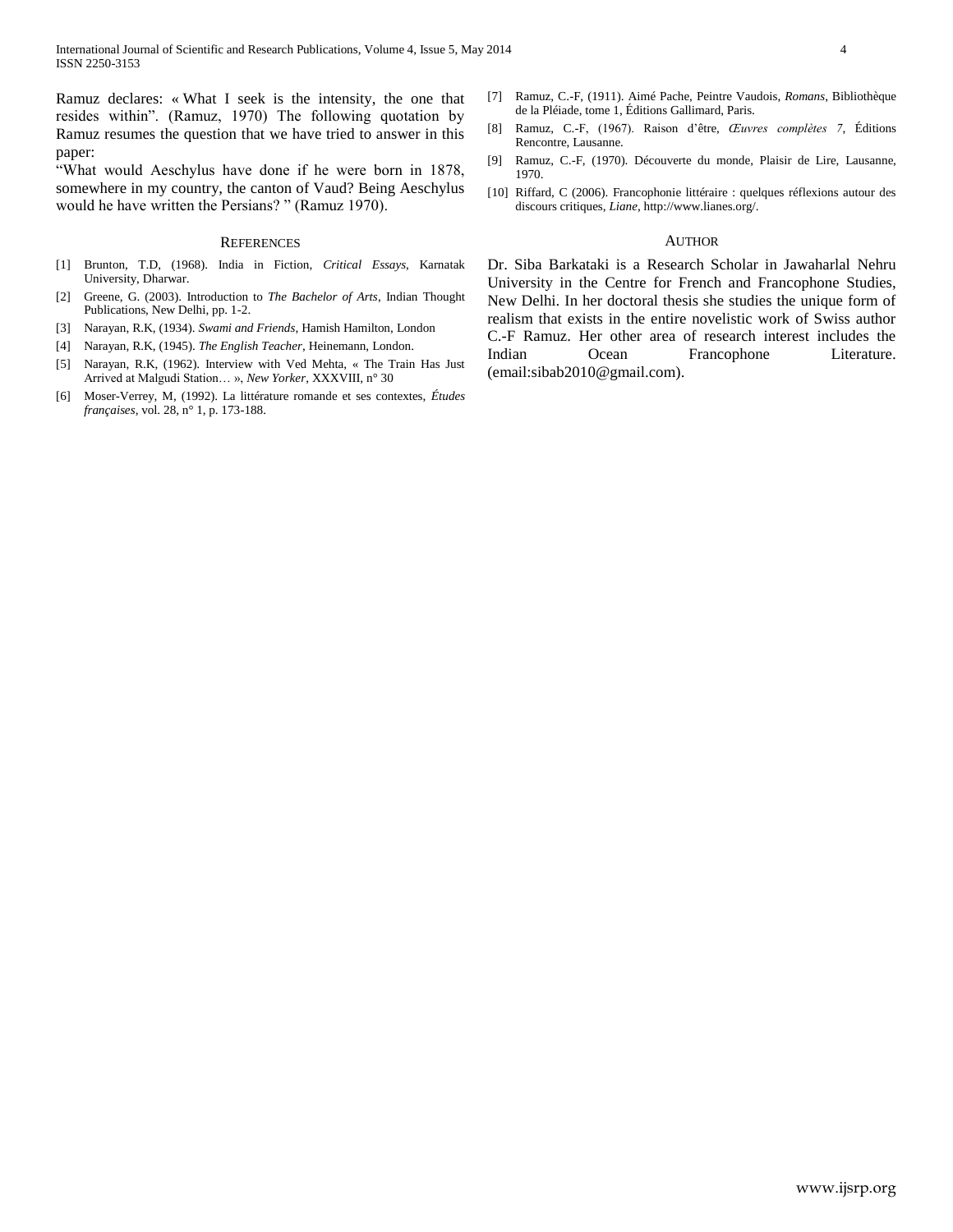Ramuz declares: « What I seek is the intensity, the one that resides within". (Ramuz, 1970) The following quotation by Ramuz resumes the question that we have tried to answer in this paper:

"What would Aeschylus have done if he were born in 1878, somewhere in my country, the canton of Vaud? Being Aeschylus would he have written the Persians? " (Ramuz 1970).

## References

[1] Brunton, T.D, (1968). India in Fiction, *Critical Essays*, Karnatak University, Dharwar.

[2] Greene, G. (2003). Introduction to *The Bachelor of Arts*, Indian Thought Publications, New Delhi, pp. 1-2.

[3] Narayan, R.K, (1934). *Swami and Friends*, Hamish Hamilton, London

[4] Narayan, R.K, (1945). *The English Teacher*, Heinemann, London.

[5] Narayan, R.K, (1962). Interview with Ved Mehta, « The Train Has Just Arrived at Malgudi Station… », *New Yorker*, XXXVIII, n° 30

[6] Moser-Verrey, M, (1992). La littérature romande et ses contextes, *Études françaises*, vol. 28, n° 1, p. 173-188.

[7] Ramuz, C.-F, (1911). Aimé Pache, Peintre Vaudois, *Romans*, Bibliothèque de la Pléiade, tome 1, Éditions Gallimard, Paris.

[8] Ramuz, C.-F, (1967). Raison d'être, *Œuvres complètes 7*, Éditions Rencontre, Lausanne.

[9] Ramuz, C.-F, (1970). Découverte du monde, Plaisir de Lire, Lausanne, 1970.

[10] Riffard, C (2006). Francophonie littéraire : quelques réflexions autour des discours critiques, *Liane*, http://www.lianes.org/.

## Author

Dr. Siba Barkataki is a Research Scholar in Jawaharlal Nehru University in the Centre for French and Francophone Studies, New Delhi. In her doctoral thesis she studies the unique form of realism that exists in the entire novelistic work of Swiss author C.-F Ramuz. Her other area of research interest includes the Indian Ocean Francophone Literature. (email:sibab2010@gmail.com).